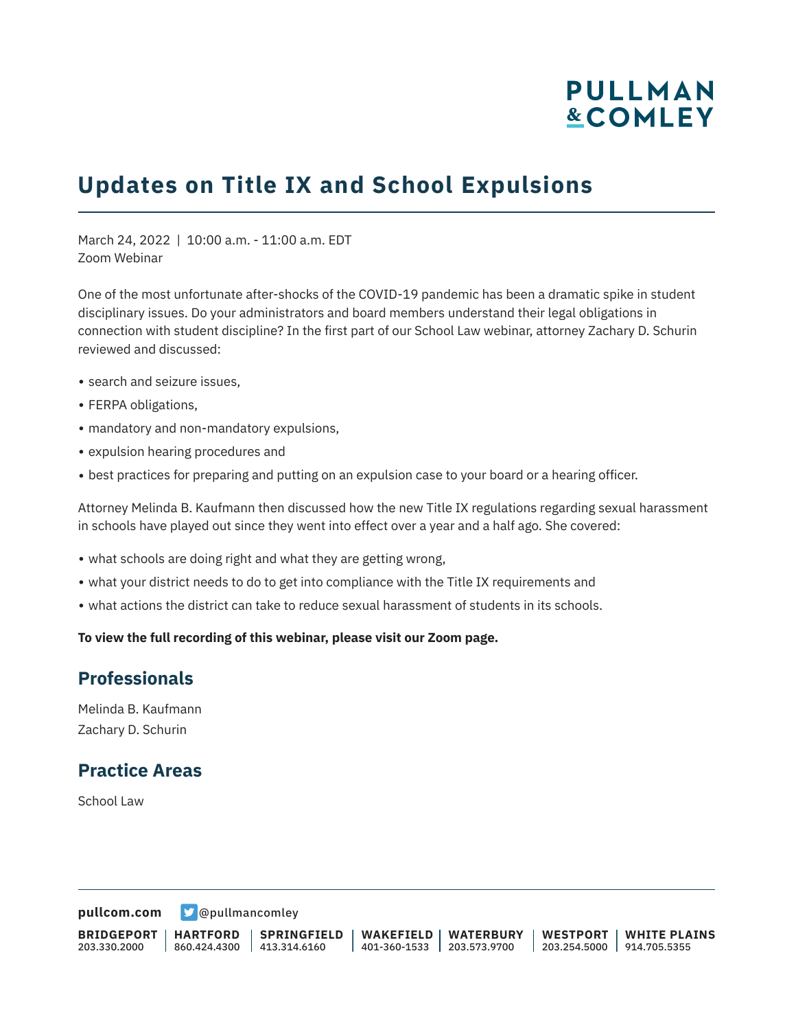# Updates on Title IX and School Expulsions

March 24, 2022 | 10:00 a.m. - 11:00 a.m. EDT
Zoom Webinar

One of the most unfortunate after-shocks of the COVID-19 pandemic has been a dramatic spike in student disciplinary issues. Do your administrators and board members understand their legal obligations in connection with student discipline? In the first part of our School Law webinar, attorney Zachary D. Schurin reviewed and discussed:

- search and seizure issues,
- FERPA obligations,
- mandatory and non-mandatory expulsions,
- expulsion hearing procedures and
- best practices for preparing and putting on an expulsion case to your board or a hearing officer.

Attorney Melinda B. Kaufmann then discussed how the new Title IX regulations regarding sexual harassment in schools have played out since they went into effect over a year and a half ago. She covered:

- what schools are doing right and what they are getting wrong,
- what your district needs to do to get into compliance with the Title IX requirements and
- what actions the district can take to reduce sexual harassment of students in its schools.

**To view the full recording of this webinar, please visit our Zoom page.**

## Professionals

Melinda B. Kaufmann
Zachary D. Schurin

## Practice Areas

School Law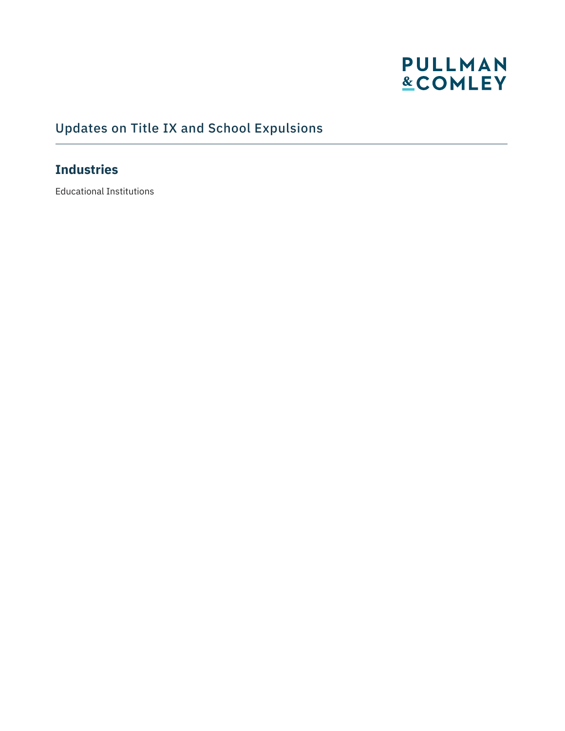Updates on Title IX and School Expulsions

## Industries

Educational Institutions